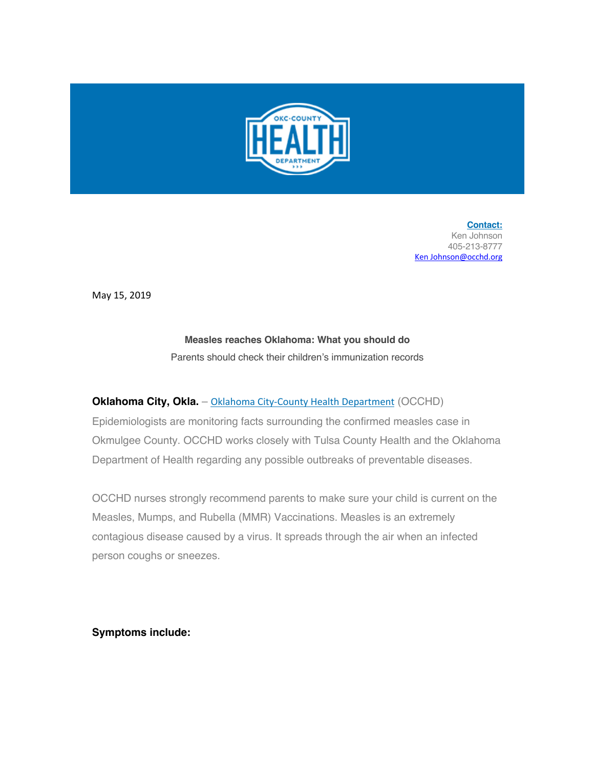**Contact:**
Ken Johnson
405-213-8777
Ken Johnson@occhd.org

May 15, 2019

**Measles reaches Oklahoma: What you should do**

Parents should check their children's immunization records

**Oklahoma City, Okla.** – Oklahoma City-County Health Department (OCCHD) Epidemiologists are monitoring facts surrounding the confirmed measles case in Okmulgee County. OCCHD works closely with Tulsa County Health and the Oklahoma Department of Health regarding any possible outbreaks of preventable diseases.

OCCHD nurses strongly recommend parents to make sure your child is current on the Measles, Mumps, and Rubella (MMR) Vaccinations. Measles is an extremely contagious disease caused by a virus. It spreads through the air when an infected person coughs or sneezes.

**Symptoms include:**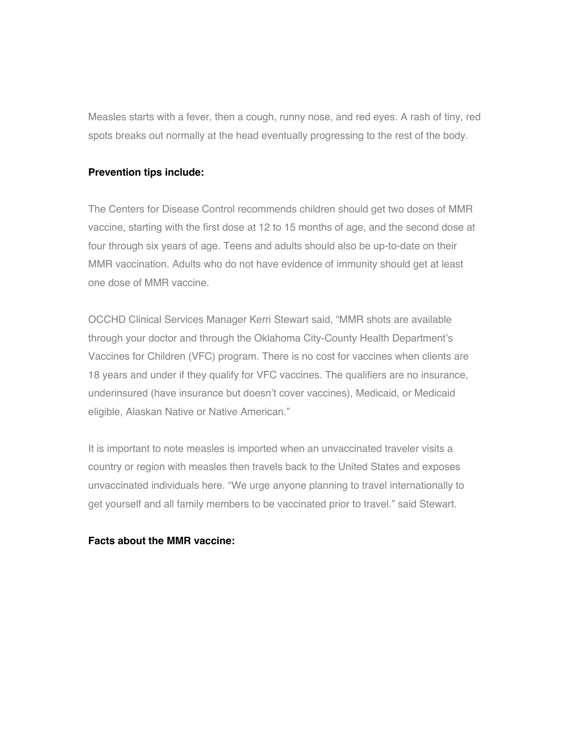Measles starts with a fever, then a cough, runny nose, and red eyes. A rash of tiny, red spots breaks out normally at the head eventually progressing to the rest of the body.

**Prevention tips include:**

The Centers for Disease Control recommends children should get two doses of MMR vaccine, starting with the first dose at 12 to 15 months of age, and the second dose at four through six years of age. Teens and adults should also be up-to-date on their MMR vaccination. Adults who do not have evidence of immunity should get at least one dose of MMR vaccine.

OCCHD Clinical Services Manager Kerri Stewart said, "MMR shots are available through your doctor and through the Oklahoma City-County Health Department's Vaccines for Children (VFC) program. There is no cost for vaccines when clients are 18 years and under if they qualify for VFC vaccines. The qualifiers are no insurance, underinsured (have insurance but doesn't cover vaccines), Medicaid, or Medicaid eligible, Alaskan Native or Native American."

It is important to note measles is imported when an unvaccinated traveler visits a country or region with measles then travels back to the United States and exposes unvaccinated individuals here. "We urge anyone planning to travel internationally to get yourself and all family members to be vaccinated prior to travel." said Stewart.

**Facts about the MMR vaccine:**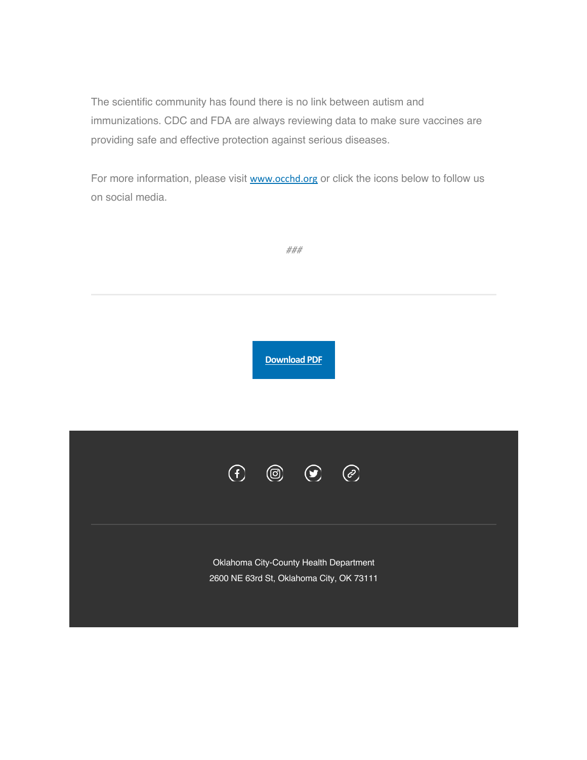The scientific community has found there is no link between autism and immunizations. CDC and FDA are always reviewing data to make sure vaccines are providing safe and effective protection against serious diseases.

For more information, please visit [www.occhd.org](http://www.occhd.org) or click the icons below to follow us on social media.

###

---

**Download PDF**

Oklahoma City-County Health Department
2600 NE 63rd St, Oklahoma City, OK 73111